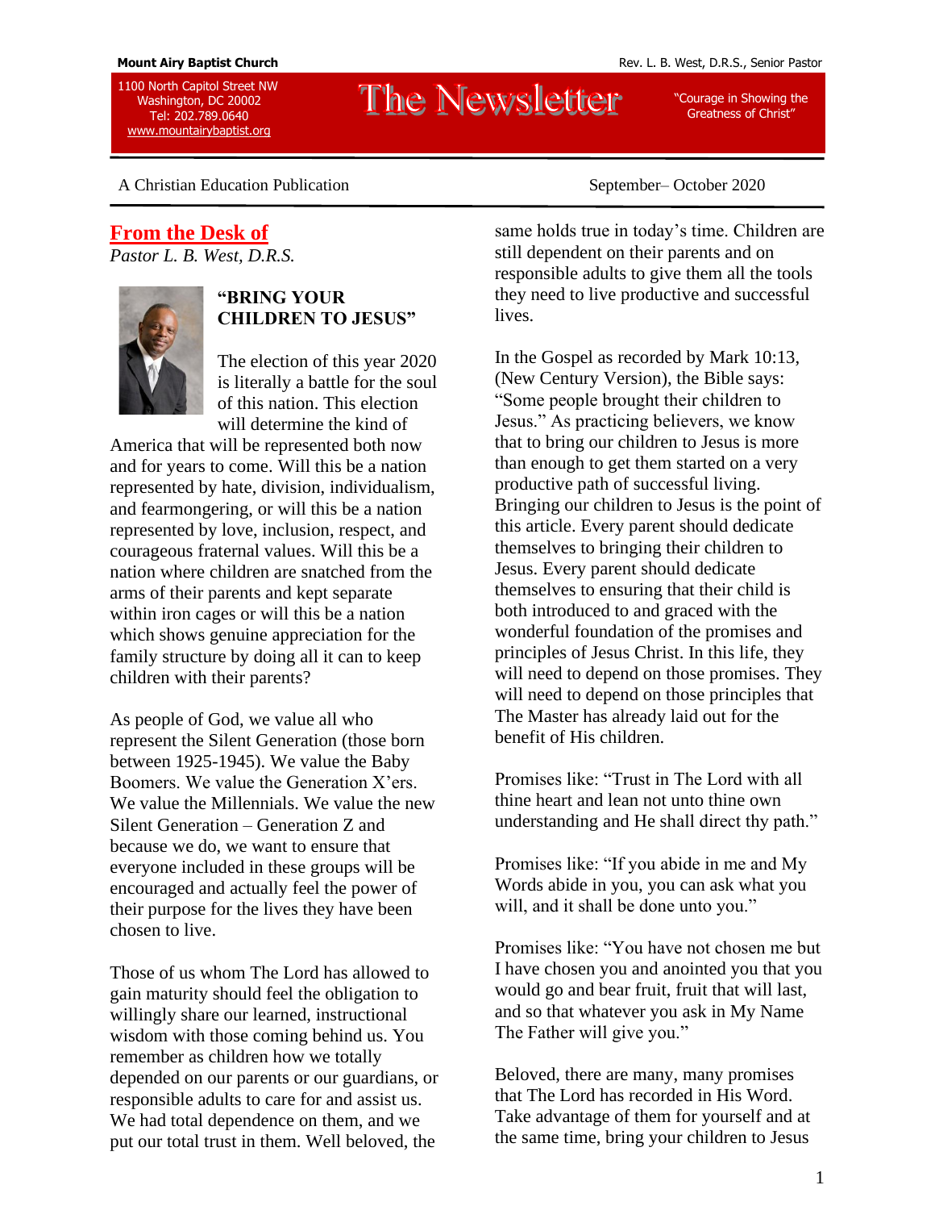Mount Airy Baptist Church

Rev. L. B. West, D.R.S., Senior Pastor

1100 North Capitol Street NW
Washington, DC 20002
Tel: 202.789.0640
www.mountairybaptist.org

# The Newsletter

"Courage in Showing the Greatness of Christ"

A Christian Education Publication

September– October 2020

## From the Desk of

*Pastor L. B. West, D.R.S.*

### "BRING YOUR CHILDREN TO JESUS"

The election of this year 2020 is literally a battle for the soul of this nation. This election will determine the kind of America that will be represented both now and for years to come. Will this be a nation represented by hate, division, individualism, and fearmongering, or will this be a nation represented by love, inclusion, respect, and courageous fraternal values. Will this be a nation where children are snatched from the arms of their parents and kept separate within iron cages or will this be a nation which shows genuine appreciation for the family structure by doing all it can to keep children with their parents?

As people of God, we value all who represent the Silent Generation (those born between 1925-1945). We value the Baby Boomers. We value the Generation X'ers. We value the Millennials. We value the new Silent Generation – Generation Z and because we do, we want to ensure that everyone included in these groups will be encouraged and actually feel the power of their purpose for the lives they have been chosen to live.

Those of us whom The Lord has allowed to gain maturity should feel the obligation to willingly share our learned, instructional wisdom with those coming behind us. You remember as children how we totally depended on our parents or our guardians, or responsible adults to care for and assist us. We had total dependence on them, and we put our total trust in them. Well beloved, the same holds true in today's time. Children are still dependent on their parents and on responsible adults to give them all the tools they need to live productive and successful lives.

In the Gospel as recorded by Mark 10:13, (New Century Version), the Bible says: "Some people brought their children to Jesus." As practicing believers, we know that to bring our children to Jesus is more than enough to get them started on a very productive path of successful living. Bringing our children to Jesus is the point of this article. Every parent should dedicate themselves to bringing their children to Jesus. Every parent should dedicate themselves to ensuring that their child is both introduced to and graced with the wonderful foundation of the promises and principles of Jesus Christ. In this life, they will need to depend on those promises. They will need to depend on those principles that The Master has already laid out for the benefit of His children.

Promises like: "Trust in The Lord with all thine heart and lean not unto thine own understanding and He shall direct thy path."

Promises like: "If you abide in me and My Words abide in you, you can ask what you will, and it shall be done unto you."

Promises like: "You have not chosen me but I have chosen you and anointed you that you would go and bear fruit, fruit that will last, and so that whatever you ask in My Name The Father will give you."

Beloved, there are many, many promises that The Lord has recorded in His Word. Take advantage of them for yourself and at the same time, bring your children to Jesus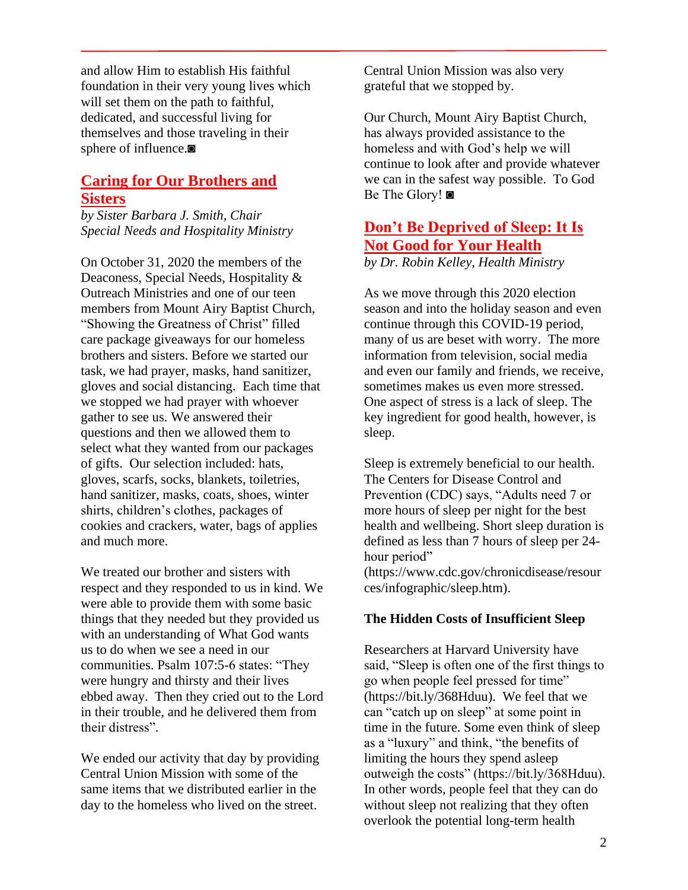and allow Him to establish His faithful foundation in their very young lives which will set them on the path to faithful, dedicated, and successful living for themselves and those traveling in their sphere of influence.◙

## Caring for Our Brothers and Sisters

*by Sister Barbara J. Smith, Chair Special Needs and Hospitality Ministry*

On October 31, 2020 the members of the Deaconess, Special Needs, Hospitality & Outreach Ministries and one of our teen members from Mount Airy Baptist Church, "Showing the Greatness of Christ" filled care package giveaways for our homeless brothers and sisters. Before we started our task, we had prayer, masks, hand sanitizer, gloves and social distancing. Each time that we stopped we had prayer with whoever gather to see us. We answered their questions and then we allowed them to select what they wanted from our packages of gifts. Our selection included: hats, gloves, scarfs, socks, blankets, toiletries, hand sanitizer, masks, coats, shoes, winter shirts, children's clothes, packages of cookies and crackers, water, bags of applies and much more.

We treated our brother and sisters with respect and they responded to us in kind. We were able to provide them with some basic things that they needed but they provided us with an understanding of What God wants us to do when we see a need in our communities. Psalm 107:5-6 states: "They were hungry and thirsty and their lives ebbed away. Then they cried out to the Lord in their trouble, and he delivered them from their distress".

We ended our activity that day by providing Central Union Mission with some of the same items that we distributed earlier in the day to the homeless who lived on the street. Central Union Mission was also very grateful that we stopped by.

Our Church, Mount Airy Baptist Church, has always provided assistance to the homeless and with God's help we will continue to look after and provide whatever we can in the safest way possible. To God Be The Glory! ◙

## Don't Be Deprived of Sleep: It Is Not Good for Your Health

*by Dr. Robin Kelley, Health Ministry*

As we move through this 2020 election season and into the holiday season and even continue through this COVID-19 period, many of us are beset with worry. The more information from television, social media and even our family and friends, we receive, sometimes makes us even more stressed. One aspect of stress is a lack of sleep. The key ingredient for good health, however, is sleep.

Sleep is extremely beneficial to our health. The Centers for Disease Control and Prevention (CDC) says, "Adults need 7 or more hours of sleep per night for the best health and wellbeing. Short sleep duration is defined as less than 7 hours of sleep per 24-hour period" (https://www.cdc.gov/chronicdisease/resources/infographic/sleep.htm).

**The Hidden Costs of Insufficient Sleep**

Researchers at Harvard University have said, "Sleep is often one of the first things to go when people feel pressed for time" (https://bit.ly/368Hduu). We feel that we can "catch up on sleep" at some point in time in the future. Some even think of sleep as a "luxury" and think, "the benefits of limiting the hours they spend asleep outweigh the costs" (https://bit.ly/368Hduu). In other words, people feel that they can do without sleep not realizing that they often overlook the potential long-term health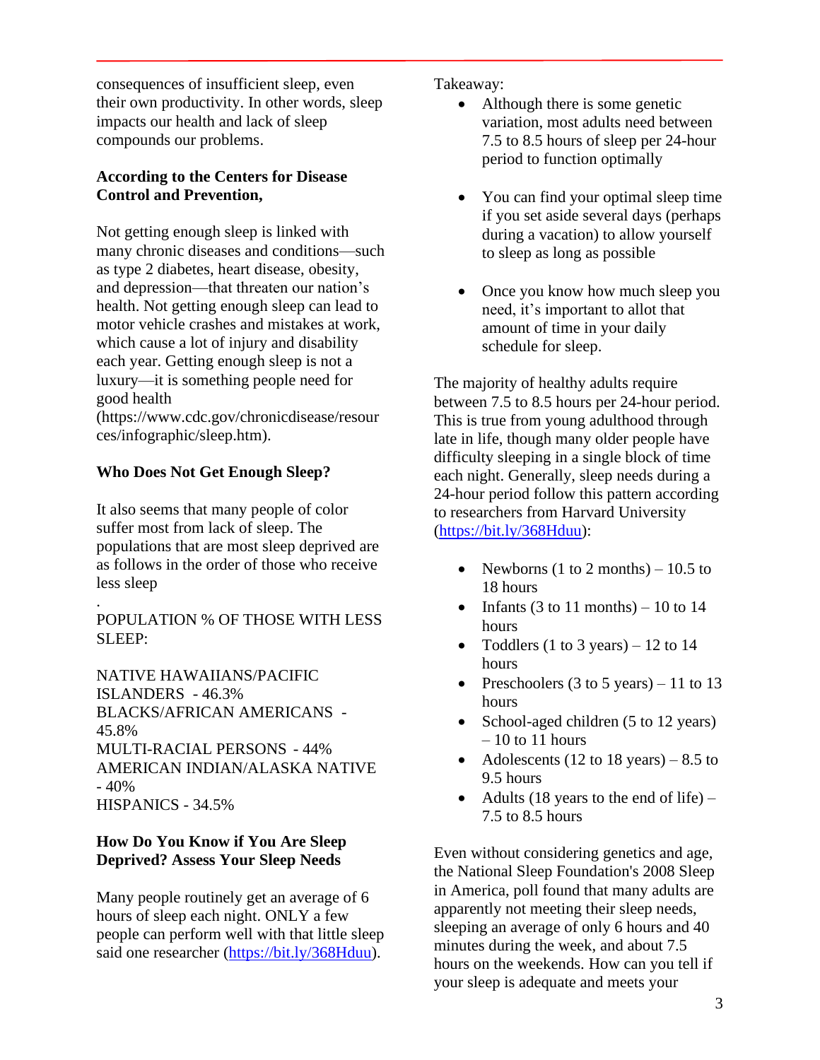consequences of insufficient sleep, even their own productivity. In other words, sleep impacts our health and lack of sleep compounds our problems.

**According to the Centers for Disease Control and Prevention,**

Not getting enough sleep is linked with many chronic diseases and conditions—such as type 2 diabetes, heart disease, obesity, and depression—that threaten our nation's health. Not getting enough sleep can lead to motor vehicle crashes and mistakes at work, which cause a lot of injury and disability each year. Getting enough sleep is not a luxury—it is something people need for good health (https://www.cdc.gov/chronicdisease/resources/infographic/sleep.htm).

**Who Does Not Get Enough Sleep?**

It also seems that many people of color suffer most from lack of sleep. The populations that are most sleep deprived are as follows in the order of those who receive less sleep

.

POPULATION % OF THOSE WITH LESS SLEEP:

NATIVE HAWAIIANS/PACIFIC ISLANDERS - 46.3%
BLACKS/AFRICAN AMERICANS - 45.8%
MULTI-RACIAL PERSONS - 44%
AMERICAN INDIAN/ALASKA NATIVE - 40%
HISPANICS - 34.5%

**How Do You Know if You Are Sleep Deprived? Assess Your Sleep Needs**

Many people routinely get an average of 6 hours of sleep each night. ONLY a few people can perform well with that little sleep said one researcher (https://bit.ly/368Hduu).

Takeaway:

- Although there is some genetic variation, most adults need between 7.5 to 8.5 hours of sleep per 24-hour period to function optimally

- You can find your optimal sleep time if you set aside several days (perhaps during a vacation) to allow yourself to sleep as long as possible

- Once you know how much sleep you need, it's important to allot that amount of time in your daily schedule for sleep.

The majority of healthy adults require between 7.5 to 8.5 hours per 24-hour period. This is true from young adulthood through late in life, though many older people have difficulty sleeping in a single block of time each night. Generally, sleep needs during a 24-hour period follow this pattern according to researchers from Harvard University (https://bit.ly/368Hduu):

- Newborns (1 to 2 months) – 10.5 to 18 hours
- Infants (3 to 11 months) – 10 to 14 hours
- Toddlers (1 to 3 years) – 12 to 14 hours
- Preschoolers (3 to 5 years) – 11 to 13 hours
- School-aged children (5 to 12 years) – 10 to 11 hours
- Adolescents (12 to 18 years) – 8.5 to 9.5 hours
- Adults (18 years to the end of life) – 7.5 to 8.5 hours

Even without considering genetics and age, the National Sleep Foundation's 2008 Sleep in America, poll found that many adults are apparently not meeting their sleep needs, sleeping an average of only 6 hours and 40 minutes during the week, and about 7.5 hours on the weekends. How can you tell if your sleep is adequate and meets your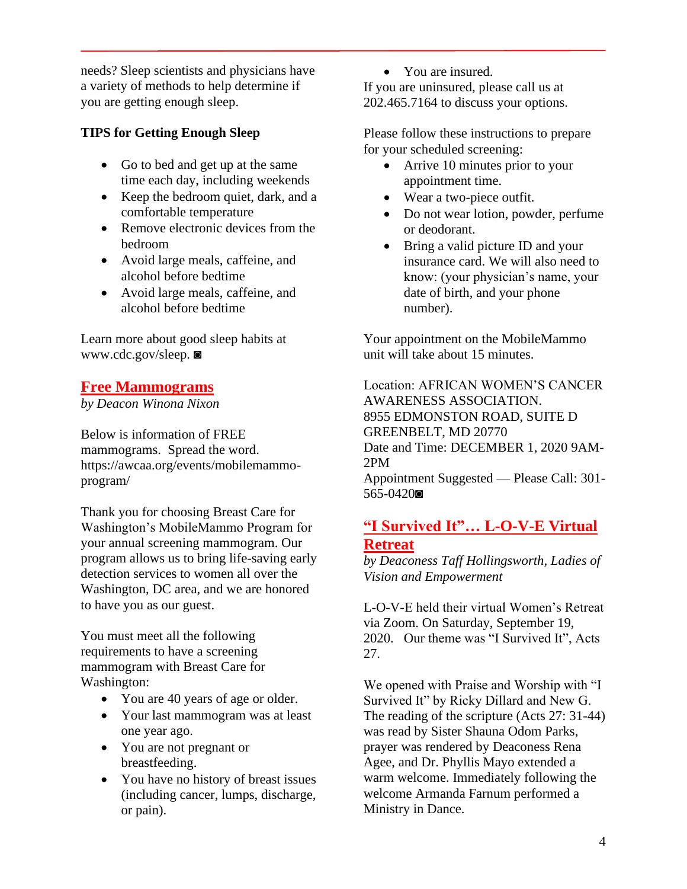needs? Sleep scientists and physicians have a variety of methods to help determine if you are getting enough sleep.

**TIPS for Getting Enough Sleep**

- Go to bed and get up at the same time each day, including weekends
- Keep the bedroom quiet, dark, and a comfortable temperature
- Remove electronic devices from the bedroom
- Avoid large meals, caffeine, and alcohol before bedtime
- Avoid large meals, caffeine, and alcohol before bedtime

Learn more about good sleep habits at www.cdc.gov/sleep. ◙

## Free Mammograms

*by Deacon Winona Nixon*

Below is information of FREE mammograms. Spread the word. https://awcaa.org/events/mobilemammo-program/

Thank you for choosing Breast Care for Washington's MobileMammo Program for your annual screening mammogram. Our program allows us to bring life-saving early detection services to women all over the Washington, DC area, and we are honored to have you as our guest.

You must meet all the following requirements to have a screening mammogram with Breast Care for Washington:

- You are 40 years of age or older.
- Your last mammogram was at least one year ago.
- You are not pregnant or breastfeeding.
- You have no history of breast issues (including cancer, lumps, discharge, or pain).
- You are insured.

If you are uninsured, please call us at 202.465.7164 to discuss your options.

Please follow these instructions to prepare for your scheduled screening:

- Arrive 10 minutes prior to your appointment time.
- Wear a two-piece outfit.
- Do not wear lotion, powder, perfume or deodorant.
- Bring a valid picture ID and your insurance card. We will also need to know: (your physician's name, your date of birth, and your phone number).

Your appointment on the MobileMammo unit will take about 15 minutes.

Location: AFRICAN WOMEN'S CANCER AWARENESS ASSOCIATION.
8955 EDMONSTON ROAD, SUITE D
GREENBELT, MD 20770
Date and Time: DECEMBER 1, 2020 9AM-2PM
Appointment Suggested — Please Call: 301-565-0420◙

## "I Survived It"… L-O-V-E Virtual Retreat

*by Deaconess Taff Hollingsworth, Ladies of Vision and Empowerment*

L-O-V-E held their virtual Women's Retreat via Zoom. On Saturday, September 19, 2020. Our theme was "I Survived It", Acts 27.

We opened with Praise and Worship with "I Survived It" by Ricky Dillard and New G. The reading of the scripture (Acts 27: 31-44) was read by Sister Shauna Odom Parks, prayer was rendered by Deaconess Rena Agee, and Dr. Phyllis Mayo extended a warm welcome. Immediately following the welcome Armanda Farnum performed a Ministry in Dance.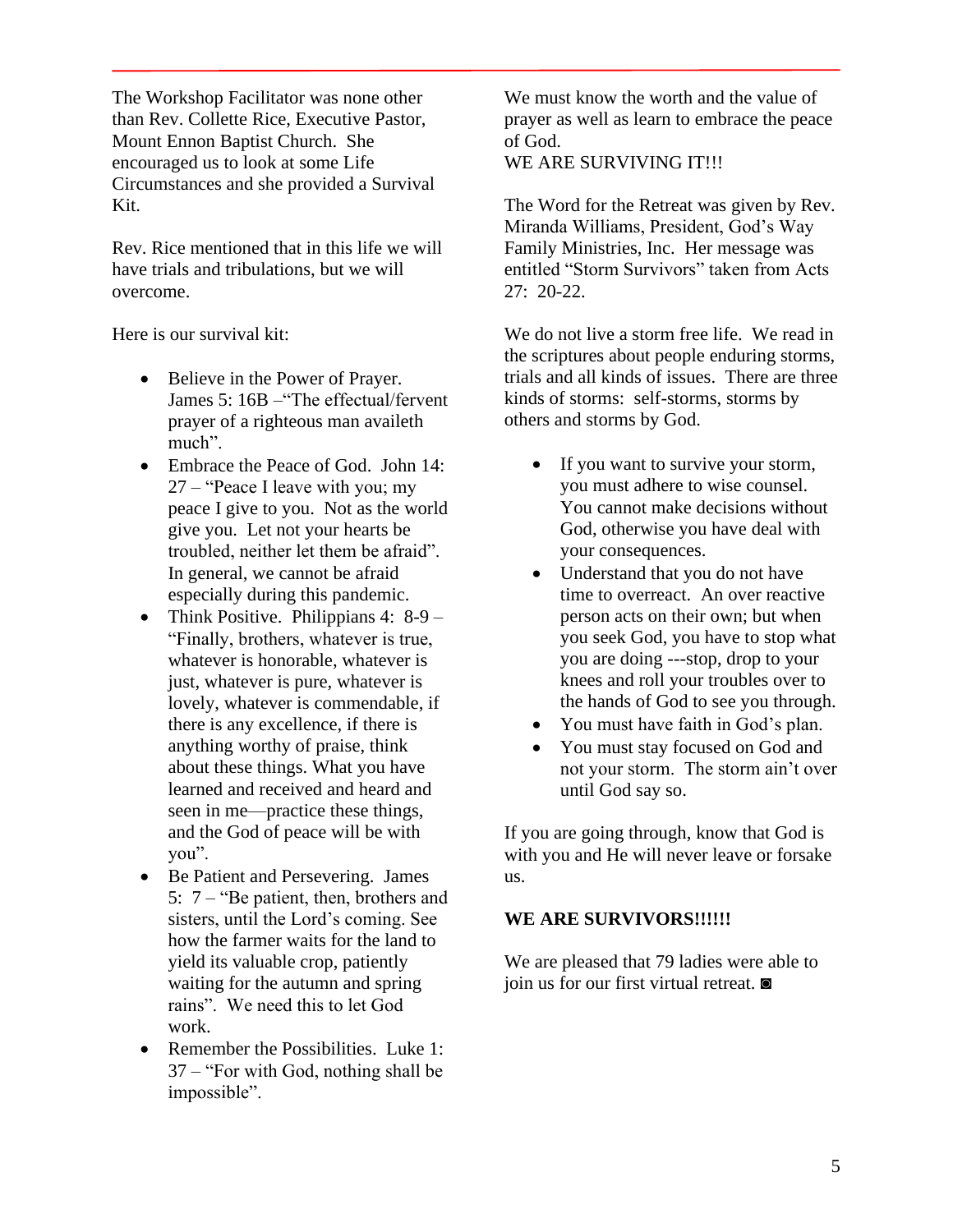The Workshop Facilitator was none other than Rev. Collette Rice, Executive Pastor, Mount Ennon Baptist Church. She encouraged us to look at some Life Circumstances and she provided a Survival Kit.

Rev. Rice mentioned that in this life we will have trials and tribulations, but we will overcome.

Here is our survival kit:

- Believe in the Power of Prayer. James 5: 16B –"The effectual/fervent prayer of a righteous man availeth much".
- Embrace the Peace of God. John 14: 27 – "Peace I leave with you; my peace I give to you. Not as the world give you. Let not your hearts be troubled, neither let them be afraid". In general, we cannot be afraid especially during this pandemic.
- Think Positive. Philippians 4: 8-9 – "Finally, brothers, whatever is true, whatever is honorable, whatever is just, whatever is pure, whatever is lovely, whatever is commendable, if there is any excellence, if there is anything worthy of praise, think about these things. What you have learned and received and heard and seen in me—practice these things, and the God of peace will be with you".
- Be Patient and Persevering. James 5: 7 – "Be patient, then, brothers and sisters, until the Lord's coming. See how the farmer waits for the land to yield its valuable crop, patiently waiting for the autumn and spring rains". We need this to let God work.
- Remember the Possibilities. Luke 1: 37 – "For with God, nothing shall be impossible".

We must know the worth and the value of prayer as well as learn to embrace the peace of God.
WE ARE SURVIVING IT!!!

The Word for the Retreat was given by Rev. Miranda Williams, President, God's Way Family Ministries, Inc. Her message was entitled "Storm Survivors" taken from Acts 27: 20-22.

We do not live a storm free life. We read in the scriptures about people enduring storms, trials and all kinds of issues. There are three kinds of storms: self-storms, storms by others and storms by God.

- If you want to survive your storm, you must adhere to wise counsel. You cannot make decisions without God, otherwise you have deal with your consequences.
- Understand that you do not have time to overreact. An over reactive person acts on their own; but when you seek God, you have to stop what you are doing ---stop, drop to your knees and roll your troubles over to the hands of God to see you through.
- You must have faith in God's plan.
- You must stay focused on God and not your storm. The storm ain't over until God say so.

If you are going through, know that God is with you and He will never leave or forsake us.

**WE ARE SURVIVORS!!!!!!**

We are pleased that 79 ladies were able to join us for our first virtual retreat. ◙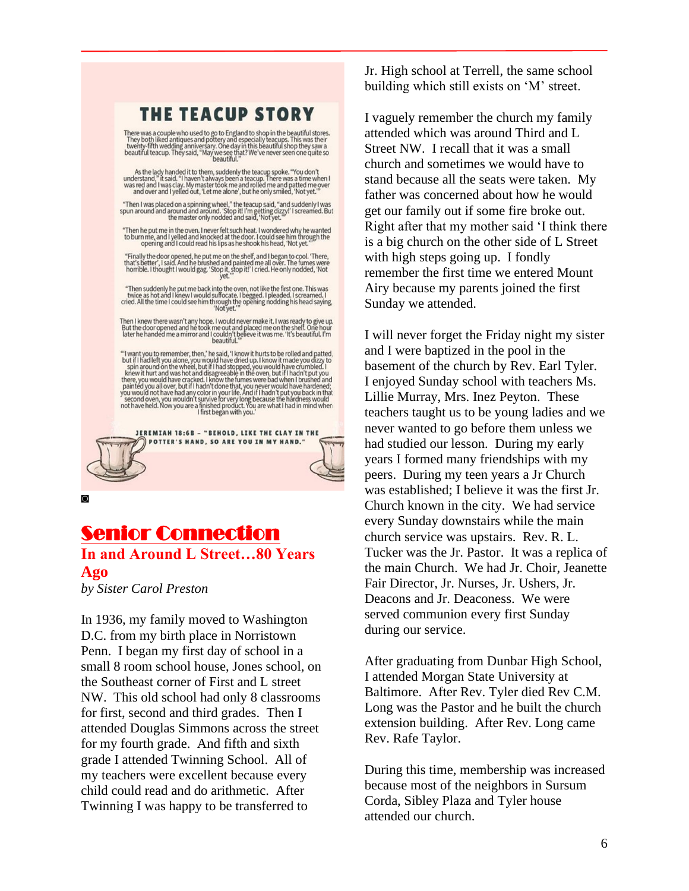# THE TEACUP STORY

There was a couple who used to go to England to shop in the beautiful stores. They both liked antiques and pottery and especially teacups. This was their twenty-fifth wedding anniversary. One day in this beautiful shop they saw a beautiful teacup. They said, "May we see that? We've never seen one quite so beautiful."

As the lady handed it to them, suddenly the teacup spoke. "You don't understand," it said. "I haven't always been a teacup. There was a time when I was red and I was clay. My master took me and rolled me and patted me over and over and I yelled out, 'Let me alone', but he only smiled, 'Not yet.'"

"Then I was placed on a spinning wheel," the teacup said, "and suddenly I was spun around and around and around. 'Stop it! I'm getting dizzy!' I screamed. But the master only nodded and said, 'Not yet.'"

"Then he put me in the oven. I never felt such heat. I wondered why he wanted to burn me, and I yelled and knocked at the door. I could see him through the opening and I could read his lips as he shook his head, 'Not yet.'"

"Finally the door opened, he put me on the shelf, and I began to cool. 'There, that's better', I said. And he brushed and painted me all over. The fumes were horrible. I thought I would gag. 'Stop it, stop it!' I cried. He only nodded, 'Not yet.'"

"Then suddenly he put me back into the oven, not like the first one. This was twice as hot and I knew I would suffocate. I begged. I pleaded. I screamed. I cried. All the time I could see him through the opening nodding his head saying, 'Not yet.'"

Then I knew there wasn't any hope. I would never make it. I was ready to give up. But the door opened and he took me out and placed me on the shelf. One hour later he handed me a mirror and I couldn't believe it was me. 'It's beautiful. I'm beautiful.'"

"'I want you to remember, then,' he said, 'I know it hurts to be rolled and patted, but if I had left you alone, you would have dried up. I know it made you dizzy to spin around on the wheel, but if I had stopped, you would have crumbled. I knew it hurt and was hot and disagreeable in the oven, but if I hadn't put you there, you would have cracked. I know the fumes were bad when I brushed and painted you all over, but if I hadn't done that, you never would have hardened; you would not have had any color in your life. And if I hadn't put you back in that second oven, you wouldn't survive for very long because the hardness would not have held. Now you are a finished product. You are what I had in mind when I first began with you.'

JEREMIAH 18:6B – "BEHOLD, LIKE THE CLAY IN THE POTTER'S HAND, SO ARE YOU IN MY HAND."

## Senior Connection

### In and Around L Street…80 Years Ago

*by Sister Carol Preston*

In 1936, my family moved to Washington D.C. from my birth place in Norristown Penn. I began my first day of school in a small 8 room school house, Jones school, on the Southeast corner of First and L street NW. This old school had only 8 classrooms for first, second and third grades. Then I attended Douglas Simmons across the street for my fourth grade. And fifth and sixth grade I attended Twinning School. All of my teachers were excellent because every child could read and do arithmetic. After Twinning I was happy to be transferred to Jr. High school at Terrell, the same school building which still exists on 'M' street.

I vaguely remember the church my family attended which was around Third and L Street NW. I recall that it was a small church and sometimes we would have to stand because all the seats were taken. My father was concerned about how he would get our family out if some fire broke out. Right after that my mother said 'I think there is a big church on the other side of L Street with high steps going up. I fondly remember the first time we entered Mount Airy because my parents joined the first Sunday we attended.

I will never forget the Friday night my sister and I were baptized in the pool in the basement of the church by Rev. Earl Tyler. I enjoyed Sunday school with teachers Ms. Lillie Murray, Mrs. Inez Peyton. These teachers taught us to be young ladies and we never wanted to go before them unless we had studied our lesson. During my early years I formed many friendships with my peers. During my teen years a Jr Church was established; I believe it was the first Jr. Church known in the city. We had service every Sunday downstairs while the main church service was upstairs. Rev. R. L. Tucker was the Jr. Pastor. It was a replica of the main Church. We had Jr. Choir, Jeanette Fair Director, Jr. Nurses, Jr. Ushers, Jr. Deacons and Jr. Deaconess. We were served communion every first Sunday during our service.

After graduating from Dunbar High School, I attended Morgan State University at Baltimore. After Rev. Tyler died Rev C.M. Long was the Pastor and he built the church extension building. After Rev. Long came Rev. Rafe Taylor.

During this time, membership was increased because most of the neighbors in Sursum Corda, Sibley Plaza and Tyler house attended our church.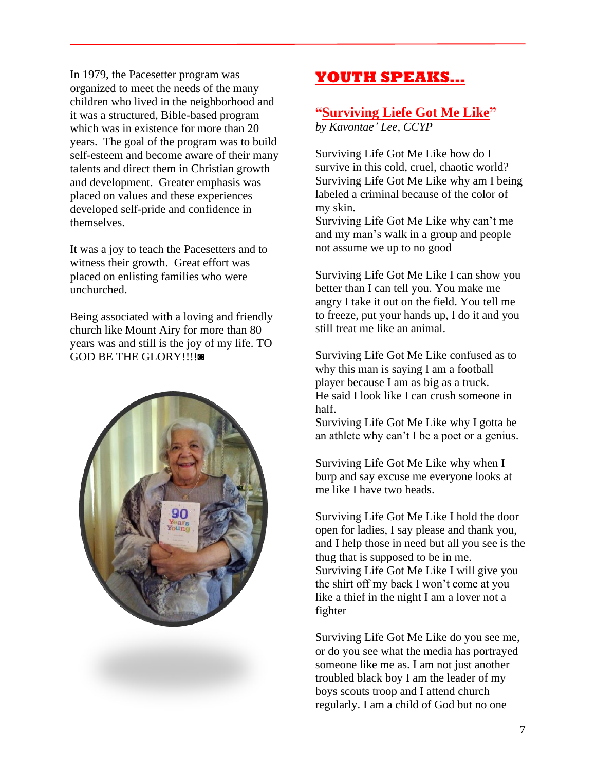In 1979, the Pacesetter program was organized to meet the needs of the many children who lived in the neighborhood and it was a structured, Bible-based program which was in existence for more than 20 years. The goal of the program was to build self-esteem and become aware of their many talents and direct them in Christian growth and development. Greater emphasis was placed on values and these experiences developed self-pride and confidence in themselves.

It was a joy to teach the Pacesetters and to witness their growth. Great effort was placed on enlisting families who were unchurched.

Being associated with a loving and friendly church like Mount Airy for more than 80 years was and still is the joy of my life. TO GOD BE THE GLORY!!!!◙

# YOUTH SPEAKS…

## "Surviving Liefe Got Me Like"

*by Kavontae' Lee, CCYP*

Surviving Life Got Me Like how do I survive in this cold, cruel, chaotic world?
Surviving Life Got Me Like why am I being labeled a criminal because of the color of my skin.
Surviving Life Got Me Like why can't me and my man's walk in a group and people not assume we up to no good

Surviving Life Got Me Like I can show you better than I can tell you. You make me angry I take it out on the field. You tell me to freeze, put your hands up, I do it and you still treat me like an animal.

Surviving Life Got Me Like confused as to why this man is saying I am a football player because I am as big as a truck.
He said I look like I can crush someone in half.
Surviving Life Got Me Like why I gotta be an athlete why can't I be a poet or a genius.

Surviving Life Got Me Like why when I burp and say excuse me everyone looks at me like I have two heads.

Surviving Life Got Me Like I hold the door open for ladies, I say please and thank you, and I help those in need but all you see is the thug that is supposed to be in me.
Surviving Life Got Me Like I will give you the shirt off my back I won't come at you like a thief in the night I am a lover not a fighter

Surviving Life Got Me Like do you see me, or do you see what the media has portrayed someone like me as. I am not just another troubled black boy I am the leader of my boys scouts troop and I attend church regularly. I am a child of God but no one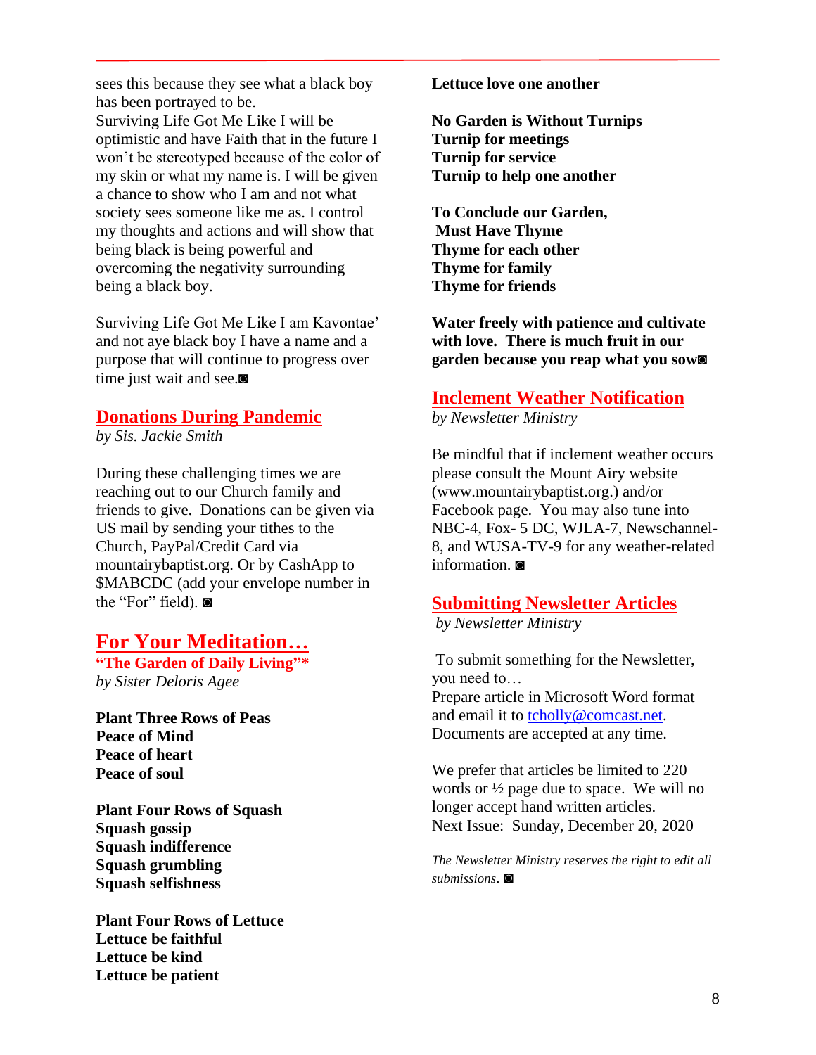sees this because they see what a black boy has been portrayed to be.
Surviving Life Got Me Like I will be optimistic and have Faith that in the future I won't be stereotyped because of the color of my skin or what my name is. I will be given a chance to show who I am and not what society sees someone like me as. I control my thoughts and actions and will show that being black is being powerful and overcoming the negativity surrounding being a black boy.

Surviving Life Got Me Like I am Kavontae' and not aye black boy I have a name and a purpose that will continue to progress over time just wait and see.◙

## Donations During Pandemic

*by Sis. Jackie Smith*

During these challenging times we are reaching out to our Church family and friends to give. Donations can be given via US mail by sending your tithes to the Church, PayPal/Credit Card via mountairybaptist.org. Or by CashApp to $MABCDC (add your envelope number in the "For" field). ◙

## For Your Meditation…

### "The Garden of Daily Living"*

*by Sister Deloris Agee*

**Plant Three Rows of Peas**
**Peace of Mind**
**Peace of heart**
**Peace of soul**

**Plant Four Rows of Squash**
**Squash gossip**
**Squash indifference**
**Squash grumbling**
**Squash selfishness**

**Plant Four Rows of Lettuce**
**Lettuce be faithful**
**Lettuce be kind**
**Lettuce be patient**
**Lettuce love one another**

**No Garden is Without Turnips**
**Turnip for meetings**
**Turnip for service**
**Turnip to help one another**

**To Conclude our Garden,**
**Must Have Thyme**
**Thyme for each other**
**Thyme for family**
**Thyme for friends**

**Water freely with patience and cultivate with love. There is much fruit in our garden because you reap what you sow**◙

## Inclement Weather Notification

*by Newsletter Ministry*

Be mindful that if inclement weather occurs please consult the Mount Airy website (www.mountairybaptist.org.) and/or Facebook page. You may also tune into NBC-4, Fox- 5 DC, WJLA-7, Newschannel-8, and WUSA-TV-9 for any weather-related information. ◙

## Submitting Newsletter Articles

*by Newsletter Ministry*

To submit something for the Newsletter, you need to…
Prepare article in Microsoft Word format and email it to tcholly@comcast.net. Documents are accepted at any time.

We prefer that articles be limited to 220 words or ½ page due to space. We will no longer accept hand written articles.
Next Issue: Sunday, December 20, 2020

*The Newsletter Ministry reserves the right to edit all submissions*. ◙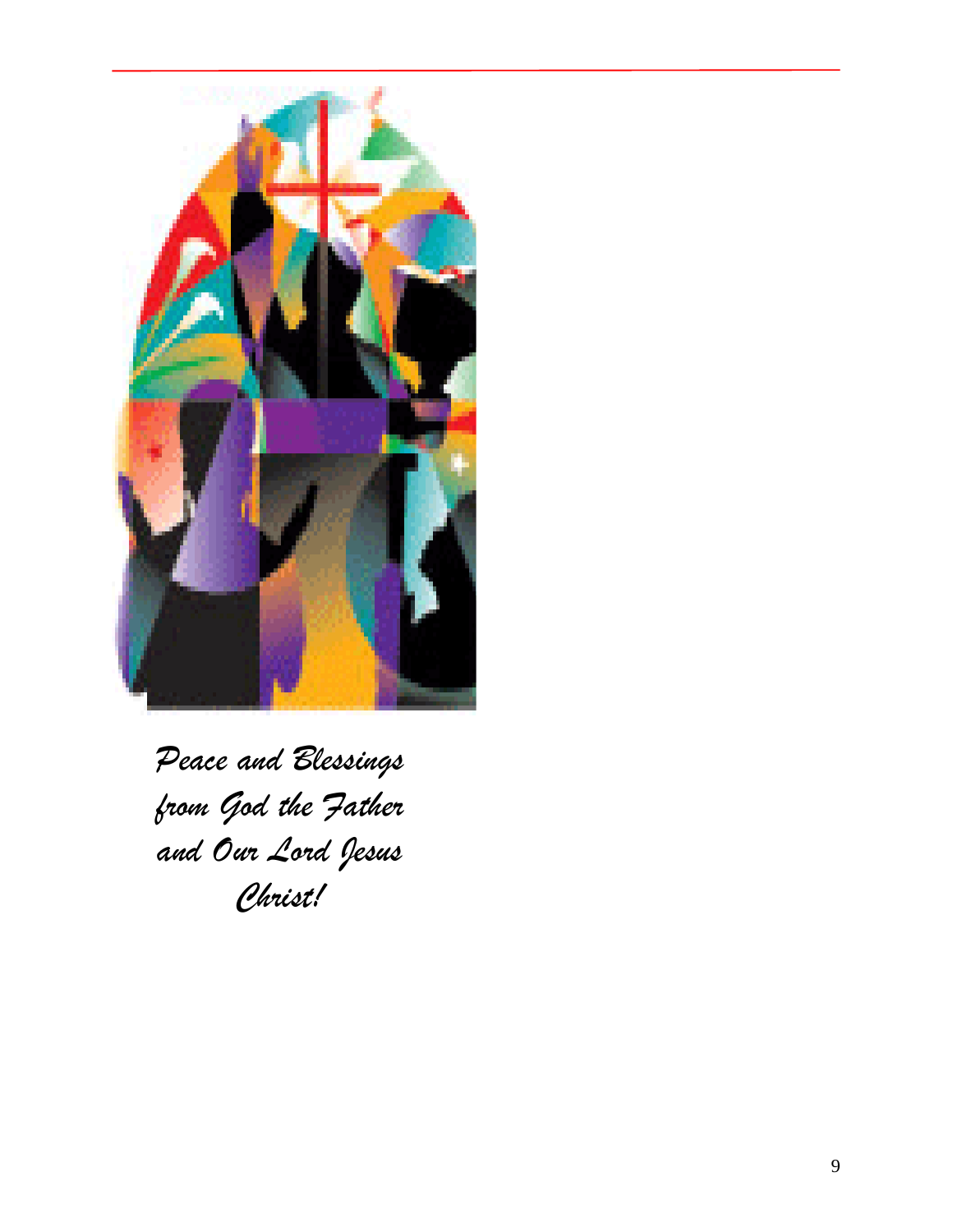*Peace and Blessings from God the Father and Our Lord Jesus Christ!*